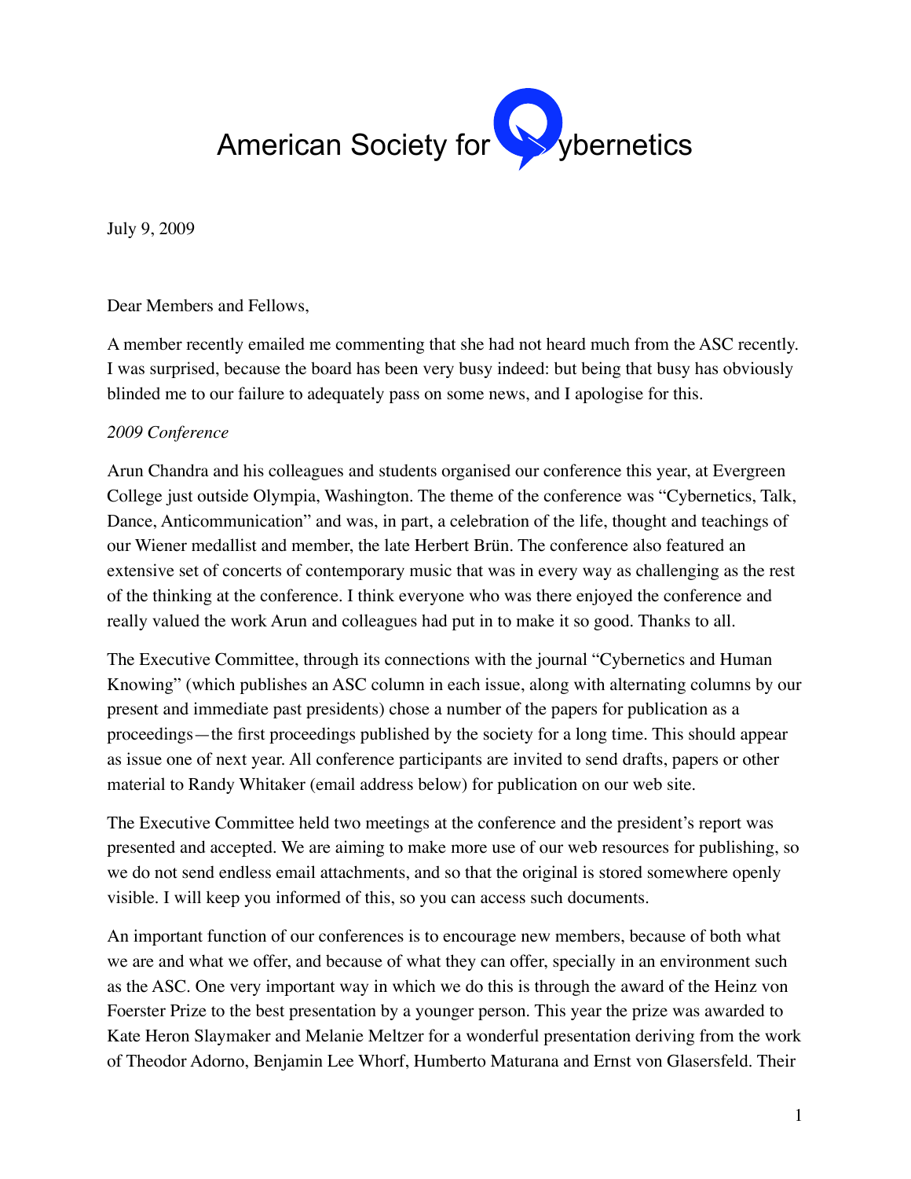# American Society for Cybernetics

July 9, 2009

Dear Members and Fellows,

A member recently emailed me commenting that she had not heard much from the ASC recently. I was surprised, because the board has been very busy indeed: but being that busy has obviously blinded me to our failure to adequately pass on some news, and I apologise for this.

*2009 Conference*

Arun Chandra and his colleagues and students organised our conference this year, at Evergreen College just outside Olympia, Washington. The theme of the conference was "Cybernetics, Talk, Dance, Anticommunication" and was, in part, a celebration of the life, thought and teachings of our Wiener medallist and member, the late Herbert Brün. The conference also featured an extensive set of concerts of contemporary music that was in every way as challenging as the rest of the thinking at the conference. I think everyone who was there enjoyed the conference and really valued the work Arun and colleagues had put in to make it so good. Thanks to all.

The Executive Committee, through its connections with the journal "Cybernetics and Human Knowing" (which publishes an ASC column in each issue, along with alternating columns by our present and immediate past presidents) chose a number of the papers for publication as a proceedings—the first proceedings published by the society for a long time. This should appear as issue one of next year. All conference participants are invited to send drafts, papers or other material to Randy Whitaker (email address below) for publication on our web site.

The Executive Committee held two meetings at the conference and the president's report was presented and accepted. We are aiming to make more use of our web resources for publishing, so we do not send endless email attachments, and so that the original is stored somewhere openly visible. I will keep you informed of this, so you can access such documents.

An important function of our conferences is to encourage new members, because of both what we are and what we offer, and because of what they can offer, specially in an environment such as the ASC. One very important way in which we do this is through the award of the Heinz von Foerster Prize to the best presentation by a younger person. This year the prize was awarded to Kate Heron Slaymaker and Melanie Meltzer for a wonderful presentation deriving from the work of Theodor Adorno, Benjamin Lee Whorf, Humberto Maturana and Ernst von Glasersfeld. Their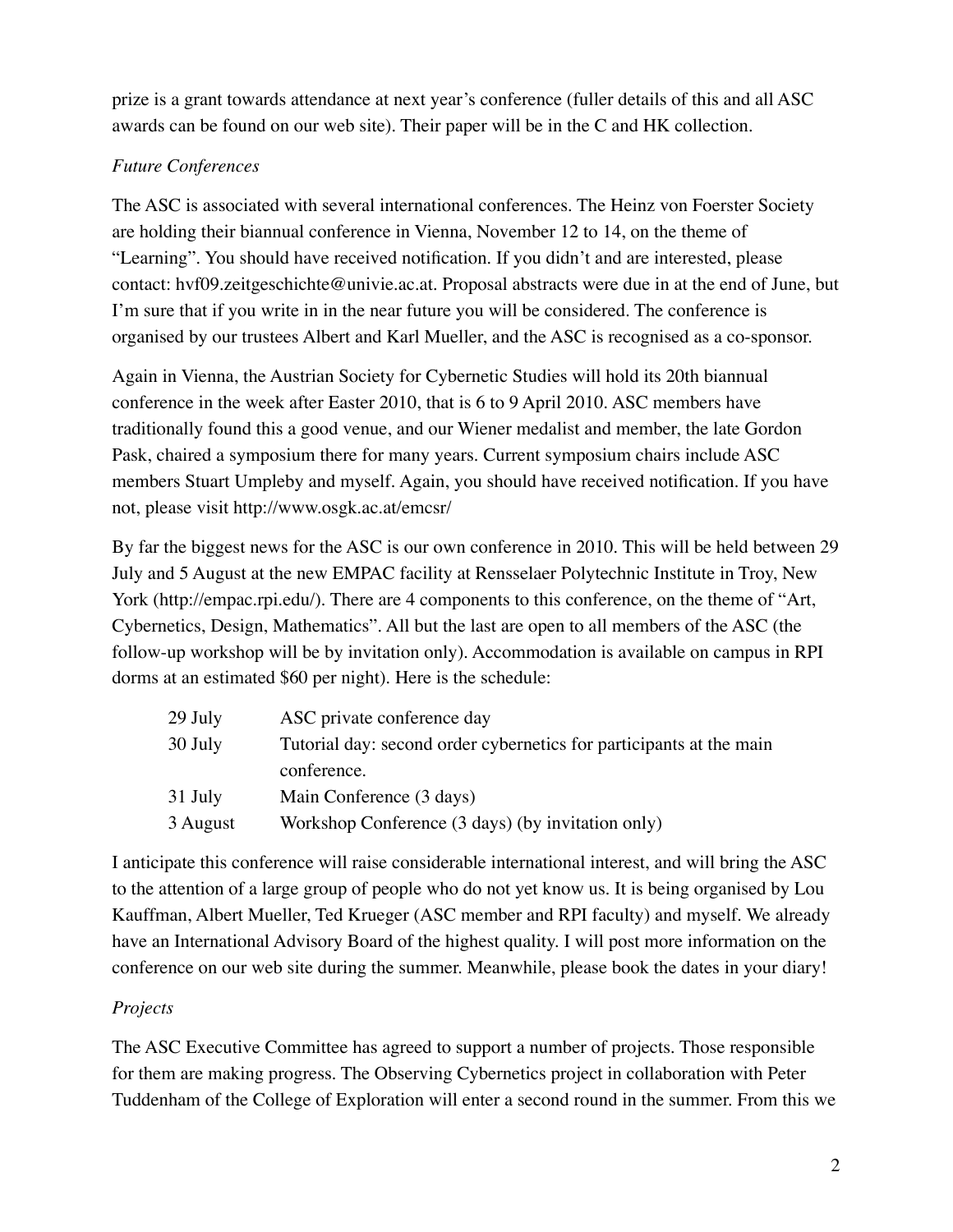prize is a grant towards attendance at next year's conference (fuller details of this and all ASC awards can be found on our web site). Their paper will be in the C and HK collection.

*Future Conferences*

The ASC is associated with several international conferences. The Heinz von Foerster Society are holding their biannual conference in Vienna, November 12 to 14, on the theme of "Learning". You should have received notification. If you didn't and are interested, please contact: hvf09.zeitgeschichte@univie.ac.at. Proposal abstracts were due in at the end of June, but I'm sure that if you write in in the near future you will be considered. The conference is organised by our trustees Albert and Karl Mueller, and the ASC is recognised as a co-sponsor.

Again in Vienna, the Austrian Society for Cybernetic Studies will hold its 20th biannual conference in the week after Easter 2010, that is 6 to 9 April 2010. ASC members have traditionally found this a good venue, and our Wiener medalist and member, the late Gordon Pask, chaired a symposium there for many years. Current symposium chairs include ASC members Stuart Umpleby and myself. Again, you should have received notification. If you have not, please visit http://www.osgk.ac.at/emcsr/

By far the biggest news for the ASC is our own conference in 2010. This will be held between 29 July and 5 August at the new EMPAC facility at Rensselaer Polytechnic Institute in Troy, New York (http://empac.rpi.edu/). There are 4 components to this conference, on the theme of "Art, Cybernetics, Design, Mathematics". All but the last are open to all members of the ASC (the follow-up workshop will be by invitation only). Accommodation is available on campus in RPI dorms at an estimated $60 per night). Here is the schedule:

| | |
|---|---|
| 29 July | ASC private conference day |
| 30 July | Tutorial day: second order cybernetics for participants at the main conference. |
| 31 July | Main Conference (3 days) |
| 3 August | Workshop Conference (3 days) (by invitation only) |

I anticipate this conference will raise considerable international interest, and will bring the ASC to the attention of a large group of people who do not yet know us. It is being organised by Lou Kauffman, Albert Mueller, Ted Krueger (ASC member and RPI faculty) and myself. We already have an International Advisory Board of the highest quality. I will post more information on the conference on our web site during the summer. Meanwhile, please book the dates in your diary!

*Projects*

The ASC Executive Committee has agreed to support a number of projects. Those responsible for them are making progress. The Observing Cybernetics project in collaboration with Peter Tuddenham of the College of Exploration will enter a second round in the summer. From this we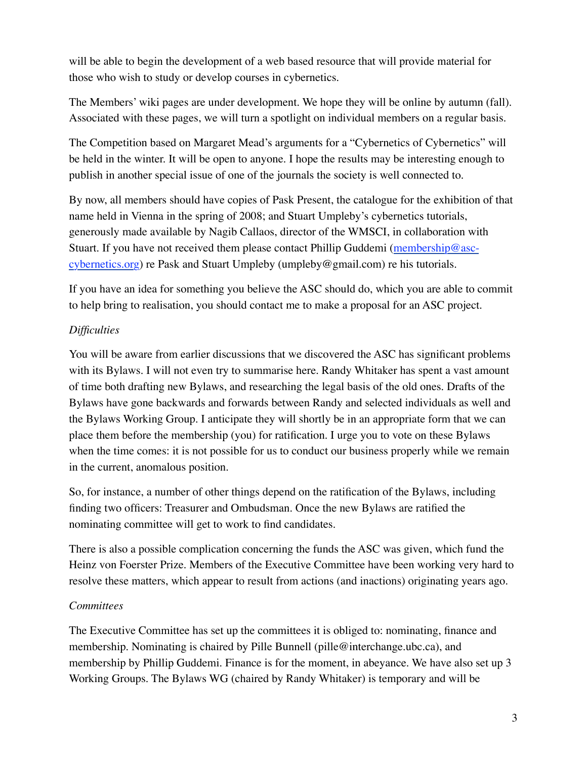will be able to begin the development of a web based resource that will provide material for those who wish to study or develop courses in cybernetics.

The Members' wiki pages are under development. We hope they will be online by autumn (fall). Associated with these pages, we will turn a spotlight on individual members on a regular basis.

The Competition based on Margaret Mead's arguments for a "Cybernetics of Cybernetics" will be held in the winter. It will be open to anyone. I hope the results may be interesting enough to publish in another special issue of one of the journals the society is well connected to.

By now, all members should have copies of Pask Present, the catalogue for the exhibition of that name held in Vienna in the spring of 2008; and Stuart Umpleby's cybernetics tutorials, generously made available by Nagib Callaos, director of the WMSCI, in collaboration with Stuart. If you have not received them please contact Phillip Guddemi ([membership@asc-cybernetics.org](mailto:membership@asc-cybernetics.org)) re Pask and Stuart Umpleby (umpleby@gmail.com) re his tutorials.

If you have an idea for something you believe the ASC should do, which you are able to commit to help bring to realisation, you should contact me to make a proposal for an ASC project.

*Difficulties*

You will be aware from earlier discussions that we discovered the ASC has significant problems with its Bylaws. I will not even try to summarise here. Randy Whitaker has spent a vast amount of time both drafting new Bylaws, and researching the legal basis of the old ones. Drafts of the Bylaws have gone backwards and forwards between Randy and selected individuals as well and the Bylaws Working Group. I anticipate they will shortly be in an appropriate form that we can place them before the membership (you) for ratification. I urge you to vote on these Bylaws when the time comes: it is not possible for us to conduct our business properly while we remain in the current, anomalous position.

So, for instance, a number of other things depend on the ratification of the Bylaws, including finding two officers: Treasurer and Ombudsman. Once the new Bylaws are ratified the nominating committee will get to work to find candidates.

There is also a possible complication concerning the funds the ASC was given, which fund the Heinz von Foerster Prize. Members of the Executive Committee have been working very hard to resolve these matters, which appear to result from actions (and inactions) originating years ago.

*Committees*

The Executive Committee has set up the committees it is obliged to: nominating, finance and membership. Nominating is chaired by Pille Bunnell (pille@interchange.ubc.ca), and membership by Phillip Guddemi. Finance is for the moment, in abeyance. We have also set up 3 Working Groups. The Bylaws WG (chaired by Randy Whitaker) is temporary and will be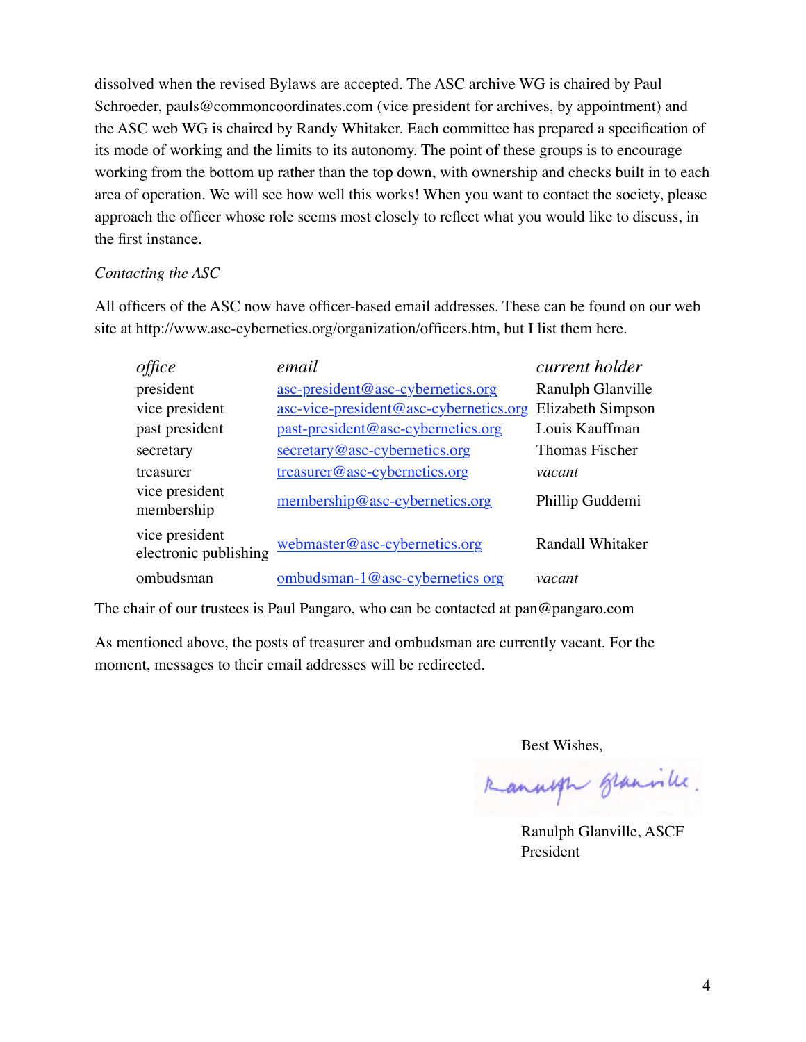dissolved when the revised Bylaws are accepted. The ASC archive WG is chaired by Paul Schroeder, pauls@commoncoordinates.com (vice president for archives, by appointment) and the ASC web WG is chaired by Randy Whitaker. Each committee has prepared a specification of its mode of working and the limits to its autonomy. The point of these groups is to encourage working from the bottom up rather than the top down, with ownership and checks built in to each area of operation. We will see how well this works! When you want to contact the society, please approach the officer whose role seems most closely to reflect what you would like to discuss, in the first instance.

*Contacting the ASC*

All officers of the ASC now have officer-based email addresses. These can be found on our web site at http://www.asc-cybernetics.org/organization/officers.htm, but I list them here.

| *office* | *email* | *current holder* |
|---|---|---|
| president | asc-president@asc-cybernetics.org | Ranulph Glanville |
| vice president | asc-vice-president@asc-cybernetics.org | Elizabeth Simpson |
| past president | past-president@asc-cybernetics.org | Louis Kauffman |
| secretary | secretary@asc-cybernetics.org | Thomas Fischer |
| treasurer | treasurer@asc-cybernetics.org | *vacant* |
| vice president membership | membership@asc-cybernetics.org | Phillip Guddemi |
| vice president electronic publishing | webmaster@asc-cybernetics.org | Randall Whitaker |
| ombudsman | ombudsman-1@asc-cybernetics org | *vacant* |

The chair of our trustees is Paul Pangaro, who can be contacted at pan@pangaro.com

As mentioned above, the posts of treasurer and ombudsman are currently vacant. For the moment, messages to their email addresses will be redirected.

Best Wishes,

Ranulph Glanville

Ranulph Glanville, ASCF
President